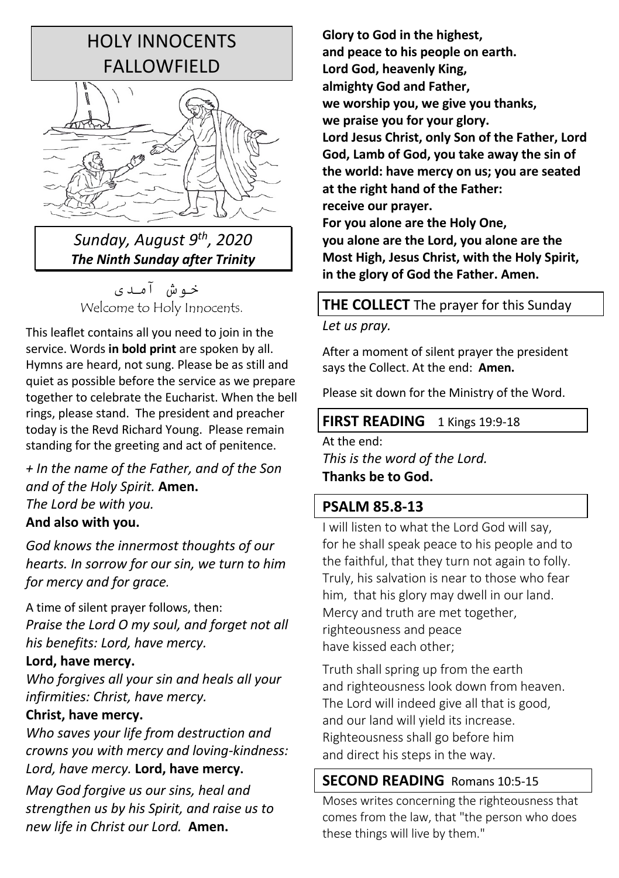# HOLY INNOCENTS FALLOWFIELD

*Sunday, August 9th, 2020*
***The Ninth Sunday after Trinity***

خوش آمدی
Welcome to Holy Innocents.

This leaflet contains all you need to join in the service. Words **in bold print** are spoken by all. Hymns are heard, not sung. Please be as still and quiet as possible before the service as we prepare together to celebrate the Eucharist. When the bell rings, please stand. The president and preacher today is the Revd Richard Young. Please remain standing for the greeting and act of penitence.

*+ In the name of the Father, and of the Son and of the Holy Spirit.* **Amen.**
*The Lord be with you.*
**And also with you.**

*God knows the innermost thoughts of our hearts. In sorrow for our sin, we turn to him for mercy and for grace.*

A time of silent prayer follows, then:
*Praise the Lord O my soul, and forget not all his benefits: Lord, have mercy.*
**Lord, have mercy.**
*Who forgives all your sin and heals all your infirmities: Christ, have mercy.*
**Christ, have mercy.**
*Who saves your life from destruction and crowns you with mercy and loving-kindness: Lord, have mercy.* **Lord, have mercy.**

*May God forgive us our sins, heal and strengthen us by his Spirit, and raise us to new life in Christ our Lord.* **Amen.**

**Glory to God in the highest,
and peace to his people on earth.
Lord God, heavenly King,
almighty God and Father,
we worship you, we give you thanks,
we praise you for your glory.
Lord Jesus Christ, only Son of the Father, Lord God, Lamb of God, you take away the sin of the world: have mercy on us; you are seated at the right hand of the Father:
receive our prayer.
For you alone are the Holy One,
you alone are the Lord, you alone are the Most High, Jesus Christ, with the Holy Spirit, in the glory of God the Father. Amen.**

## THE COLLECT The prayer for this Sunday

*Let us pray.*

After a moment of silent prayer the president says the Collect. At the end: **Amen.**

Please sit down for the Ministry of the Word.

## FIRST READING 1 Kings 19:9-18

At the end:
*This is the word of the Lord.*
**Thanks be to God.**

## PSALM 85.8-13

I will listen to what the Lord God will say,
for he shall speak peace to his people and to the faithful, that they turn not again to folly.
Truly, his salvation is near to those who fear him, that his glory may dwell in our land.
Mercy and truth are met together,
righteousness and peace
have kissed each other;

Truth shall spring up from the earth
and righteousness look down from heaven.
The Lord will indeed give all that is good,
and our land will yield its increase.
Righteousness shall go before him
and direct his steps in the way.

## SECOND READING Romans 10:5-15

Moses writes concerning the righteousness that comes from the law, that "the person who does these things will live by them."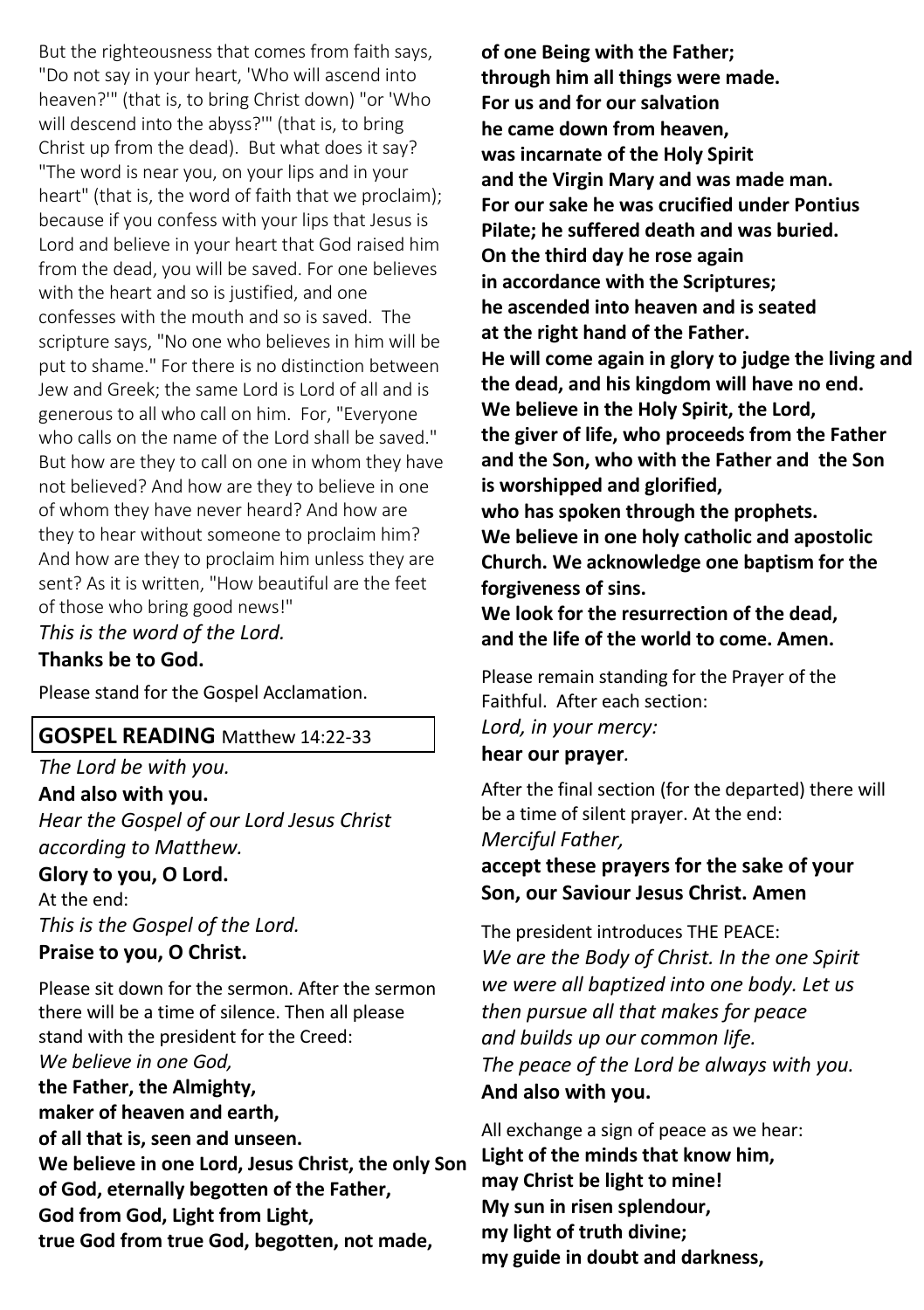But the righteousness that comes from faith says, "Do not say in your heart, 'Who will ascend into heaven?'" (that is, to bring Christ down) "or 'Who will descend into the abyss?'" (that is, to bring Christ up from the dead). But what does it say? "The word is near you, on your lips and in your heart" (that is, the word of faith that we proclaim); because if you confess with your lips that Jesus is Lord and believe in your heart that God raised him from the dead, you will be saved. For one believes with the heart and so is justified, and one confesses with the mouth and so is saved. The scripture says, "No one who believes in him will be put to shame." For there is no distinction between Jew and Greek; the same Lord is Lord of all and is generous to all who call on him. For, "Everyone who calls on the name of the Lord shall be saved." But how are they to call on one in whom they have not believed? And how are they to believe in one of whom they have never heard? And how are they to hear without someone to proclaim him? And how are they to proclaim him unless they are sent? As it is written, "How beautiful are the feet of those who bring good news!"
*This is the word of the Lord.*
**Thanks be to God.**

Please stand for the Gospel Acclamation.

## GOSPEL READING Matthew 14:22-33

*The Lord be with you.*
**And also with you.**
*Hear the Gospel of our Lord Jesus Christ according to Matthew.*
**Glory to you, O Lord.**
At the end:
*This is the Gospel of the Lord.*
**Praise to you, O Christ.**

Please sit down for the sermon. After the sermon there will be a time of silence. Then all please stand with the president for the Creed:
*We believe in one God,*
**the Father, the Almighty,**
**maker of heaven and earth,**
**of all that is, seen and unseen.**
**We believe in one Lord, Jesus Christ, the only Son of God, eternally begotten of the Father,**
**God from God, Light from Light,**
**true God from true God, begotten, not made,**
**of one Being with the Father;**
**through him all things were made.**
**For us and for our salvation**
**he came down from heaven,**
**was incarnate of the Holy Spirit**
**and the Virgin Mary and was made man.**
**For our sake he was crucified under Pontius Pilate; he suffered death and was buried.**
**On the third day he rose again**
**in accordance with the Scriptures;**
**he ascended into heaven and is seated**
**at the right hand of the Father.**
**He will come again in glory to judge the living and the dead, and his kingdom will have no end.**
**We believe in the Holy Spirit, the Lord,**
**the giver of life, who proceeds from the Father and the Son, who with the Father and the Son is worshipped and glorified,**
**who has spoken through the prophets.**
**We believe in one holy catholic and apostolic Church. We acknowledge one baptism for the forgiveness of sins.**
**We look for the resurrection of the dead,**
**and the life of the world to come. Amen.**

Please remain standing for the Prayer of the Faithful. After each section:
*Lord, in your mercy:*
**hear our prayer.**

After the final section (for the departed) there will be a time of silent prayer. At the end:
*Merciful Father,*
**accept these prayers for the sake of your Son, our Saviour Jesus Christ. Amen**

The president introduces THE PEACE:
*We are the Body of Christ. In the one Spirit we were all baptized into one body. Let us then pursue all that makes for peace and builds up our common life.*
*The peace of the Lord be always with you.*
**And also with you.**

All exchange a sign of peace as we hear:
**Light of the minds that know him,**
**may Christ be light to mine!**
**My sun in risen splendour,**
**my light of truth divine;**
**my guide in doubt and darkness,**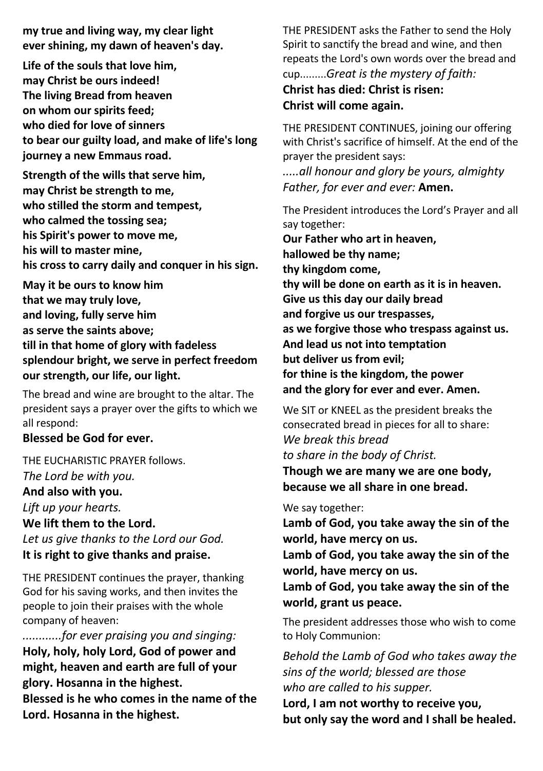**my true and living way, my clear light ever shining, my dawn of heaven's day.**

**Life of the souls that love him,**
**may Christ be ours indeed!**
**The living Bread from heaven**
**on whom our spirits feed;**
**who died for love of sinners**
**to bear our guilty load, and make of life's long journey a new Emmaus road.**

**Strength of the wills that serve him,**
**may Christ be strength to me,**
**who stilled the storm and tempest,**
**who calmed the tossing sea;**
**his Spirit's power to move me,**
**his will to master mine,**
**his cross to carry daily and conquer in his sign.**

**May it be ours to know him**
**that we may truly love,**
**and loving, fully serve him**
**as serve the saints above;**
**till in that home of glory with fadeless splendour bright, we serve in perfect freedom our strength, our life, our light.**

The bread and wine are brought to the altar. The president says a prayer over the gifts to which we all respond:

**Blessed be God for ever.**

THE EUCHARISTIC PRAYER follows.

*The Lord be with you.*
**And also with you.**
*Lift up your hearts.*
**We lift them to the Lord.**
*Let us give thanks to the Lord our God.*
**It is right to give thanks and praise.**

THE PRESIDENT continues the prayer, thanking God for his saving works, and then invites the people to join their praises with the whole company of heaven:

*............for ever praising you and singing:*
**Holy, holy, holy Lord, God of power and might, heaven and earth are full of your glory. Hosanna in the highest.**
**Blessed is he who comes in the name of the Lord. Hosanna in the highest.**

THE PRESIDENT asks the Father to send the Holy Spirit to sanctify the bread and wine, and then repeats the Lord's own words over the bread and cup.........*Great is the mystery of faith:*
**Christ has died: Christ is risen:**
**Christ will come again.**

THE PRESIDENT CONTINUES, joining our offering with Christ's sacrifice of himself. At the end of the prayer the president says:

*.....all honour and glory be yours, almighty Father, for ever and ever:* **Amen.**

The President introduces the Lord's Prayer and all say together:

**Our Father who art in heaven,**
**hallowed be thy name;**
**thy kingdom come,**
**thy will be done on earth as it is in heaven.**
**Give us this day our daily bread**
**and forgive us our trespasses,**
**as we forgive those who trespass against us.**
**And lead us not into temptation**
**but deliver us from evil;**
**for thine is the kingdom, the power**
**and the glory for ever and ever. Amen.**

We SIT or KNEEL as the president breaks the consecrated bread in pieces for all to share:

*We break this bread*
*to share in the body of Christ.*
**Though we are many we are one body,**
**because we all share in one bread.**

We say together:

**Lamb of God, you take away the sin of the world, have mercy on us.**
**Lamb of God, you take away the sin of the world, have mercy on us.**
**Lamb of God, you take away the sin of the world, grant us peace.**

The president addresses those who wish to come to Holy Communion:

*Behold the Lamb of God who takes away the sins of the world; blessed are those who are called to his supper.*
**Lord, I am not worthy to receive you,**
**but only say the word and I shall be healed.**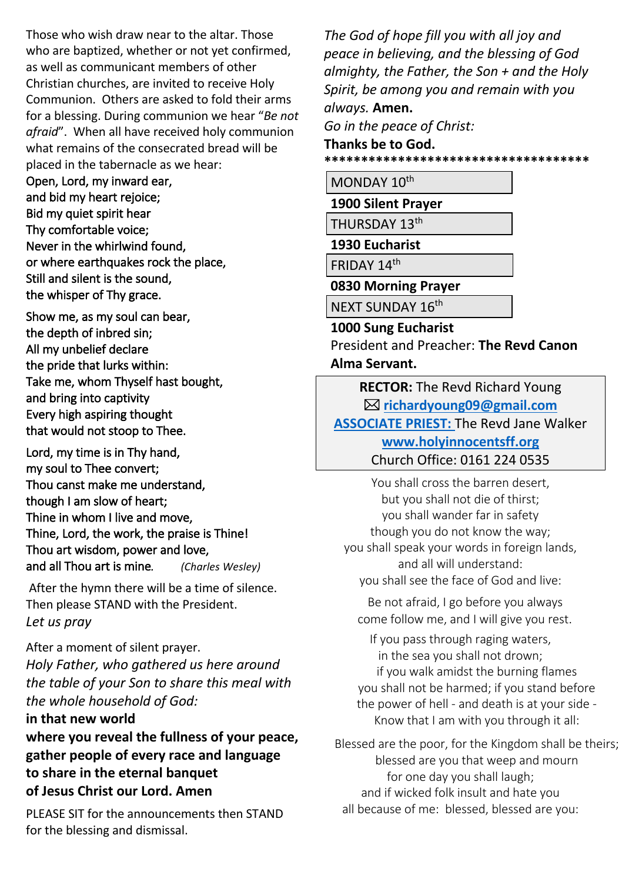Those who wish draw near to the altar. Those who are baptized, whether or not yet confirmed, as well as communicant members of other Christian churches, are invited to receive Holy Communion. Others are asked to fold their arms for a blessing. During communion we hear "*Be not afraid*". When all have received holy communion what remains of the consecrated bread will be placed in the tabernacle as we hear:

Open, Lord, my inward ear,
and bid my heart rejoice;
Bid my quiet spirit hear
Thy comfortable voice;
Never in the whirlwind found,
or where earthquakes rock the place,
Still and silent is the sound,
the whisper of Thy grace.

Show me, as my soul can bear,
the depth of inbred sin;
All my unbelief declare
the pride that lurks within:
Take me, whom Thyself hast bought,
and bring into captivity
Every high aspiring thought
that would not stoop to Thee.

Lord, my time is in Thy hand,
my soul to Thee convert;
Thou canst make me understand,
though I am slow of heart;
Thine in whom I live and move,
Thine, Lord, the work, the praise is Thine!
Thou art wisdom, power and love,
and all Thou art is mine. *(Charles Wesley)*

After the hymn there will be a time of silence. Then please STAND with the President.

*Let us pray*

After a moment of silent prayer.

*Holy Father, who gathered us here around the table of your Son to share this meal with the whole household of God:*

**in that new world**
**where you reveal the fullness of your peace,**
**gather people of every race and language**
**to share in the eternal banquet**
**of Jesus Christ our Lord. Amen**

PLEASE SIT for the announcements then STAND for the blessing and dismissal.

*The God of hope fill you with all joy and peace in believing, and the blessing of God almighty, the Father, the Son + and the Holy Spirit, be among you and remain with you always.* **Amen.**

*Go in the peace of Christ:*

**Thanks be to God.**

************************************

MONDAY 10th

**1900 Silent Prayer**

THURSDAY 13th

**1930 Eucharist**

FRIDAY 14th

**0830 Morning Prayer**

NEXT SUNDAY 16th

**1000 Sung Eucharist**

President and Preacher: **The Revd Canon Alma Servant.**

**RECTOR:** The Revd Richard Young
✉ **richardyoung09@gmail.com**
**ASSOCIATE PRIEST:** The Revd Jane Walker
**www.holyinnocentsff.org**
Church Office: 0161 224 0535

You shall cross the barren desert,
but you shall not die of thirst;
you shall wander far in safety
though you do not know the way;
you shall speak your words in foreign lands,
and all will understand:
you shall see the face of God and live:

Be not afraid, I go before you always
come follow me, and I will give you rest.

If you pass through raging waters,
in the sea you shall not drown;
if you walk amidst the burning flames
you shall not be harmed; if you stand before
the power of hell - and death is at your side -
Know that I am with you through it all:

Blessed are the poor, for the Kingdom shall be theirs;
blessed are you that weep and mourn
for one day you shall laugh;
and if wicked folk insult and hate you
all because of me: blessed, blessed are you: